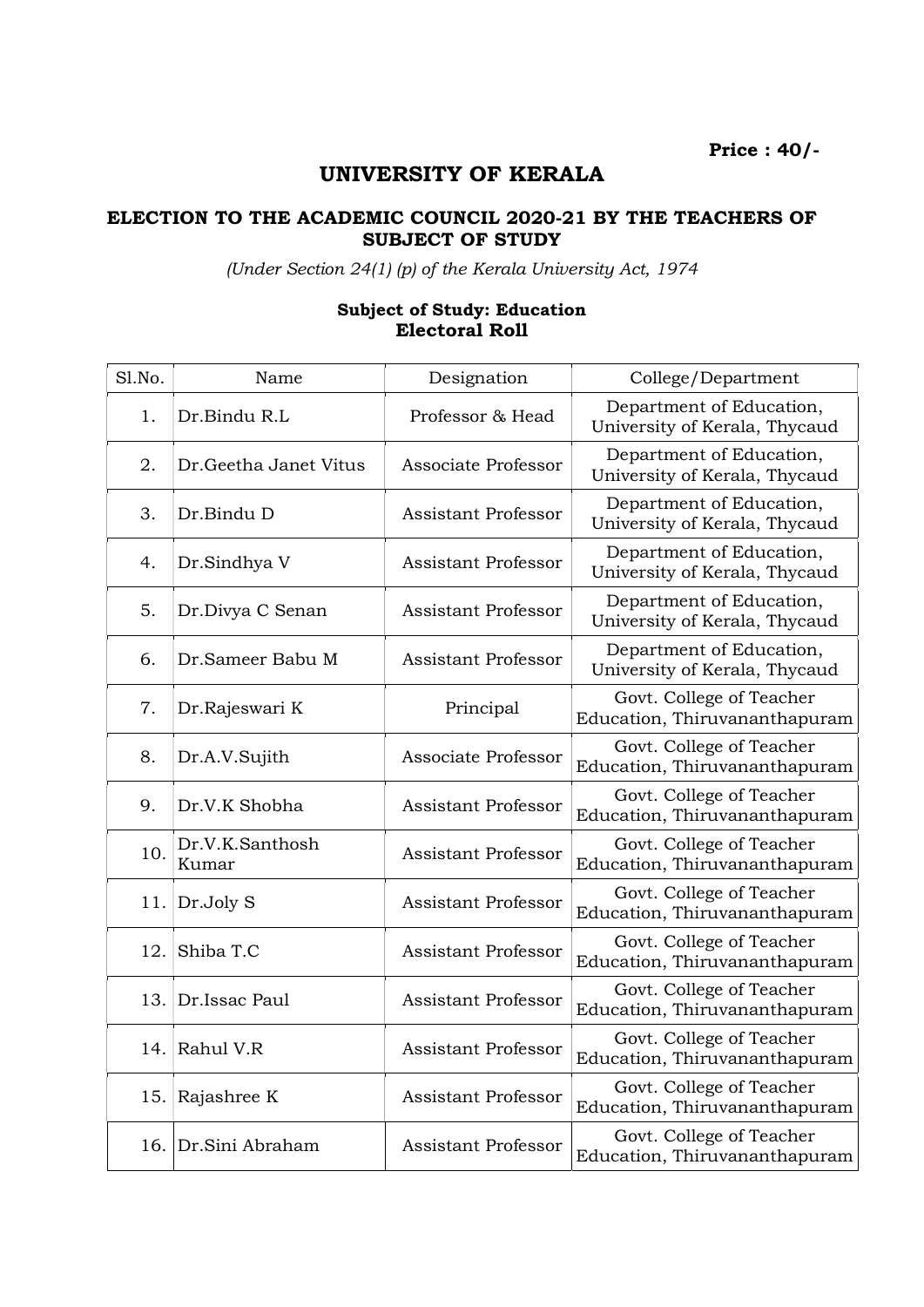**Price : 40/-**

# UNIVERSITY OF KERALA

## ELECTION TO THE ACADEMIC COUNCIL 2020-21 BY THE TEACHERS OF SUBJECT OF STUDY

*(Under Section 24(1) (p) of the Kerala University Act, 1974*

### Subject of Study: Education
### Electoral Roll

| Sl.No. | Name | Designation | College/Department |
|---|---|---|---|
| 1. | Dr.Bindu R.L | Professor & Head | Department of Education, University of Kerala, Thycaud |
| 2. | Dr.Geetha Janet Vitus | Associate Professor | Department of Education, University of Kerala, Thycaud |
| 3. | Dr.Bindu D | Assistant Professor | Department of Education, University of Kerala, Thycaud |
| 4. | Dr.Sindhya V | Assistant Professor | Department of Education, University of Kerala, Thycaud |
| 5. | Dr.Divya C Senan | Assistant Professor | Department of Education, University of Kerala, Thycaud |
| 6. | Dr.Sameer Babu M | Assistant Professor | Department of Education, University of Kerala, Thycaud |
| 7. | Dr.Rajeswari K | Principal | Govt. College of Teacher Education, Thiruvananthapuram |
| 8. | Dr.A.V.Sujith | Associate Professor | Govt. College of Teacher Education, Thiruvananthapuram |
| 9. | Dr.V.K Shobha | Assistant Professor | Govt. College of Teacher Education, Thiruvananthapuram |
| 10. | Dr.V.K.Santhosh Kumar | Assistant Professor | Govt. College of Teacher Education, Thiruvananthapuram |
| 11. | Dr.Joly S | Assistant Professor | Govt. College of Teacher Education, Thiruvananthapuram |
| 12. | Shiba T.C | Assistant Professor | Govt. College of Teacher Education, Thiruvananthapuram |
| 13. | Dr.Issac Paul | Assistant Professor | Govt. College of Teacher Education, Thiruvananthapuram |
| 14. | Rahul V.R | Assistant Professor | Govt. College of Teacher Education, Thiruvananthapuram |
| 15. | Rajashree K | Assistant Professor | Govt. College of Teacher Education, Thiruvananthapuram |
| 16. | Dr.Sini Abraham | Assistant Professor | Govt. College of Teacher Education, Thiruvananthapuram |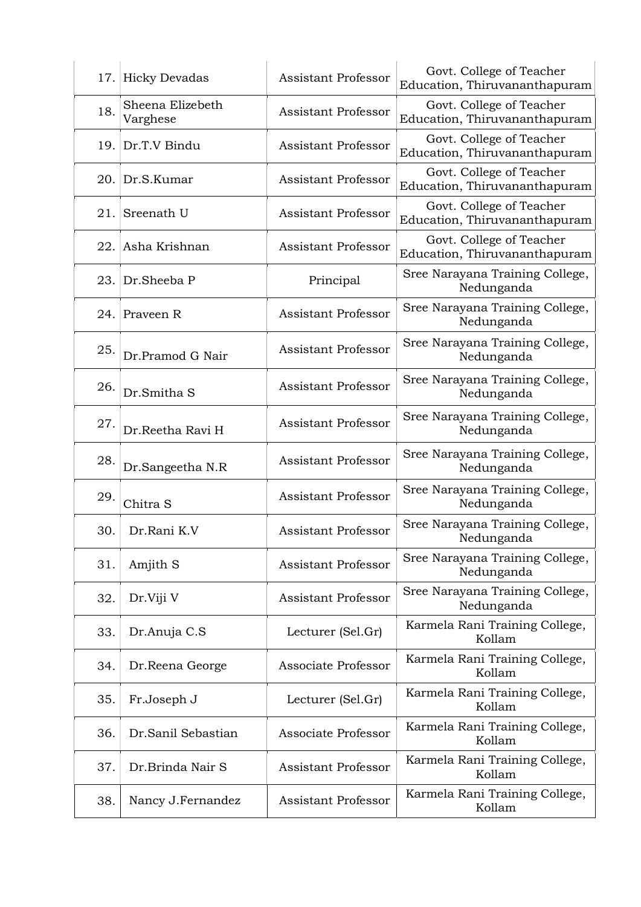| | | | |
|---|---|---|---|
| 17. | Hicky Devadas | Assistant Professor | Govt. College of Teacher Education, Thiruvananthapuram |
| 18. | Sheena Elizebeth Varghese | Assistant Professor | Govt. College of Teacher Education, Thiruvananthapuram |
| 19. | Dr.T.V Bindu | Assistant Professor | Govt. College of Teacher Education, Thiruvananthapuram |
| 20. | Dr.S.Kumar | Assistant Professor | Govt. College of Teacher Education, Thiruvananthapuram |
| 21. | Sreenath U | Assistant Professor | Govt. College of Teacher Education, Thiruvananthapuram |
| 22. | Asha Krishnan | Assistant Professor | Govt. College of Teacher Education, Thiruvananthapuram |
| 23. | Dr.Sheeba P | Principal | Sree Narayana Training College, Nedunganda |
| 24. | Praveen R | Assistant Professor | Sree Narayana Training College, Nedunganda |
| 25. | Dr.Pramod G Nair | Assistant Professor | Sree Narayana Training College, Nedunganda |
| 26. | Dr.Smitha S | Assistant Professor | Sree Narayana Training College, Nedunganda |
| 27. | Dr.Reetha Ravi H | Assistant Professor | Sree Narayana Training College, Nedunganda |
| 28. | Dr.Sangeetha N.R | Assistant Professor | Sree Narayana Training College, Nedunganda |
| 29. | Chitra S | Assistant Professor | Sree Narayana Training College, Nedunganda |
| 30. | Dr.Rani K.V | Assistant Professor | Sree Narayana Training College, Nedunganda |
| 31. | Amjith S | Assistant Professor | Sree Narayana Training College, Nedunganda |
| 32. | Dr.Viji V | Assistant Professor | Sree Narayana Training College, Nedunganda |
| 33. | Dr.Anuja C.S | Lecturer (Sel.Gr) | Karmela Rani Training College, Kollam |
| 34. | Dr.Reena George | Associate Professor | Karmela Rani Training College, Kollam |
| 35. | Fr.Joseph J | Lecturer (Sel.Gr) | Karmela Rani Training College, Kollam |
| 36. | Dr.Sanil Sebastian | Associate Professor | Karmela Rani Training College, Kollam |
| 37. | Dr.Brinda Nair S | Assistant Professor | Karmela Rani Training College, Kollam |
| 38. | Nancy J.Fernandez | Assistant Professor | Karmela Rani Training College, Kollam |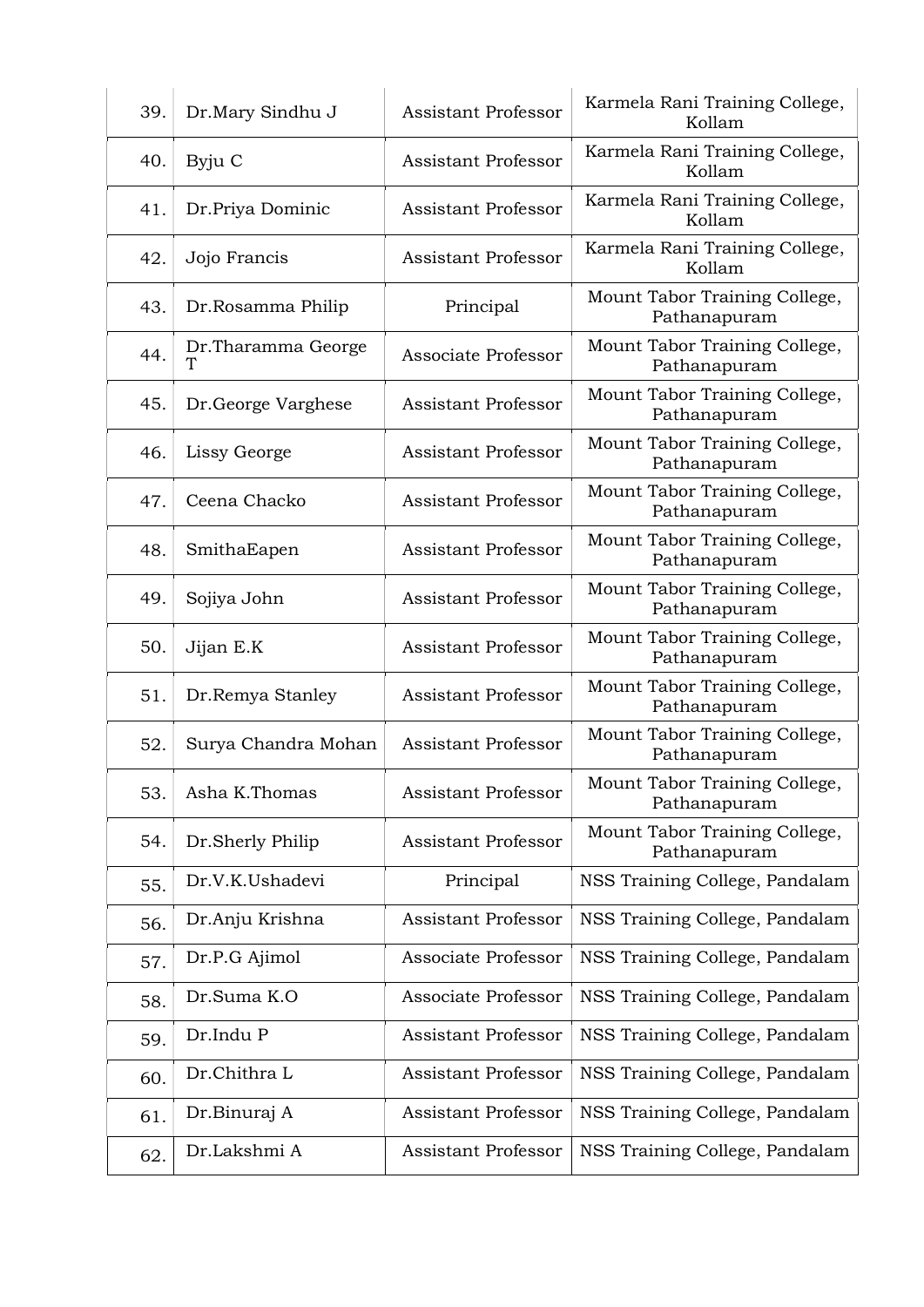| | | | |
|---|---|---|---|
| 39. | Dr.Mary Sindhu J | Assistant Professor | Karmela Rani Training College, Kollam |
| 40. | Byju C | Assistant Professor | Karmela Rani Training College, Kollam |
| 41. | Dr.Priya Dominic | Assistant Professor | Karmela Rani Training College, Kollam |
| 42. | Jojo Francis | Assistant Professor | Karmela Rani Training College, Kollam |
| 43. | Dr.Rosamma Philip | Principal | Mount Tabor Training College, Pathanapuram |
| 44. | Dr.Tharamma George T | Associate Professor | Mount Tabor Training College, Pathanapuram |
| 45. | Dr.George Varghese | Assistant Professor | Mount Tabor Training College, Pathanapuram |
| 46. | Lissy George | Assistant Professor | Mount Tabor Training College, Pathanapuram |
| 47. | Ceena Chacko | Assistant Professor | Mount Tabor Training College, Pathanapuram |
| 48. | SmithaEapen | Assistant Professor | Mount Tabor Training College, Pathanapuram |
| 49. | Sojiya John | Assistant Professor | Mount Tabor Training College, Pathanapuram |
| 50. | Jijan E.K | Assistant Professor | Mount Tabor Training College, Pathanapuram |
| 51. | Dr.Remya Stanley | Assistant Professor | Mount Tabor Training College, Pathanapuram |
| 52. | Surya Chandra Mohan | Assistant Professor | Mount Tabor Training College, Pathanapuram |
| 53. | Asha K.Thomas | Assistant Professor | Mount Tabor Training College, Pathanapuram |
| 54. | Dr.Sherly Philip | Assistant Professor | Mount Tabor Training College, Pathanapuram |
| 55. | Dr.V.K.Ushadevi | Principal | NSS Training College, Pandalam |
| 56. | Dr.Anju Krishna | Assistant Professor | NSS Training College, Pandalam |
| 57. | Dr.P.G Ajimol | Associate Professor | NSS Training College, Pandalam |
| 58. | Dr.Suma K.O | Associate Professor | NSS Training College, Pandalam |
| 59. | Dr.Indu P | Assistant Professor | NSS Training College, Pandalam |
| 60. | Dr.Chithra L | Assistant Professor | NSS Training College, Pandalam |
| 61. | Dr.Binuraj A | Assistant Professor | NSS Training College, Pandalam |
| 62. | Dr.Lakshmi A | Assistant Professor | NSS Training College, Pandalam |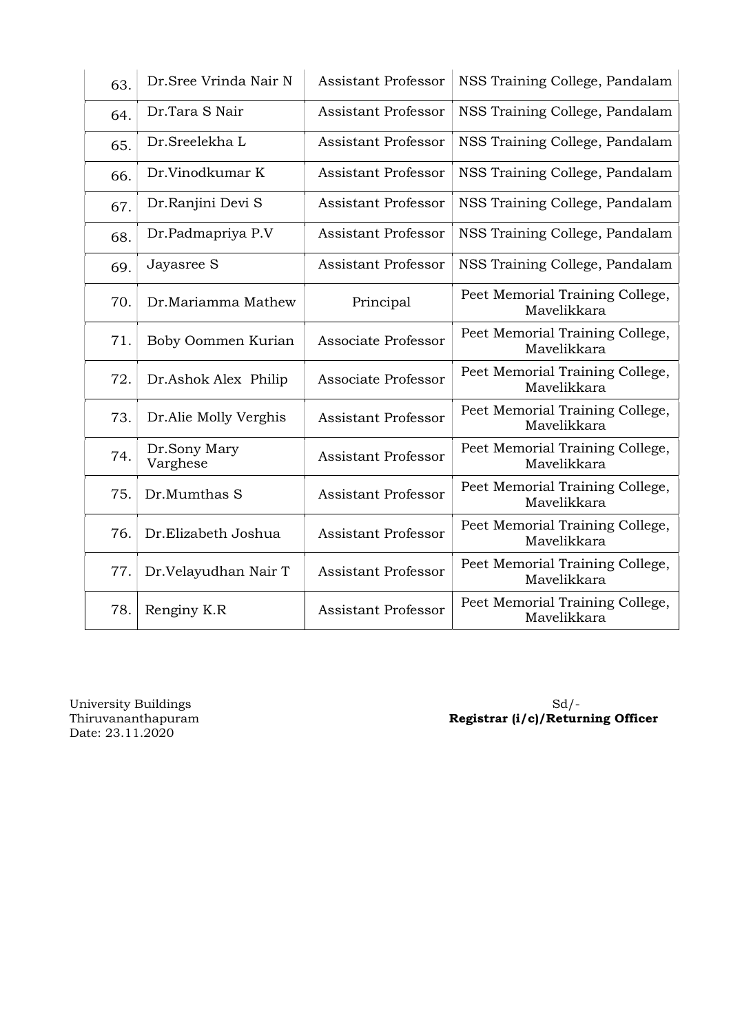| | | | |
|---|---|---|---|
| 63. | Dr.Sree Vrinda Nair N | Assistant Professor | NSS Training College, Pandalam |
| 64. | Dr.Tara S Nair | Assistant Professor | NSS Training College, Pandalam |
| 65. | Dr.Sreelekha L | Assistant Professor | NSS Training College, Pandalam |
| 66. | Dr.Vinodkumar K | Assistant Professor | NSS Training College, Pandalam |
| 67. | Dr.Ranjini Devi S | Assistant Professor | NSS Training College, Pandalam |
| 68. | Dr.Padmapriya P.V | Assistant Professor | NSS Training College, Pandalam |
| 69. | Jayasree S | Assistant Professor | NSS Training College, Pandalam |
| 70. | Dr.Mariamma Mathew | Principal | Peet Memorial Training College, Mavelikkara |
| 71. | Boby Oommen Kurian | Associate Professor | Peet Memorial Training College, Mavelikkara |
| 72. | Dr.Ashok Alex Philip | Associate Professor | Peet Memorial Training College, Mavelikkara |
| 73. | Dr.Alie Molly Verghis | Assistant Professor | Peet Memorial Training College, Mavelikkara |
| 74. | Dr.Sony Mary Varghese | Assistant Professor | Peet Memorial Training College, Mavelikkara |
| 75. | Dr.Mumthas S | Assistant Professor | Peet Memorial Training College, Mavelikkara |
| 76. | Dr.Elizabeth Joshua | Assistant Professor | Peet Memorial Training College, Mavelikkara |
| 77. | Dr.Velayudhan Nair T | Assistant Professor | Peet Memorial Training College, Mavelikkara |
| 78. | Renginy K.R | Assistant Professor | Peet Memorial Training College, Mavelikkara |

University Buildings
Thiruvananthapuram
Date: 23.11.2020

Sd/-
**Registrar (i/c)/Returning Officer**